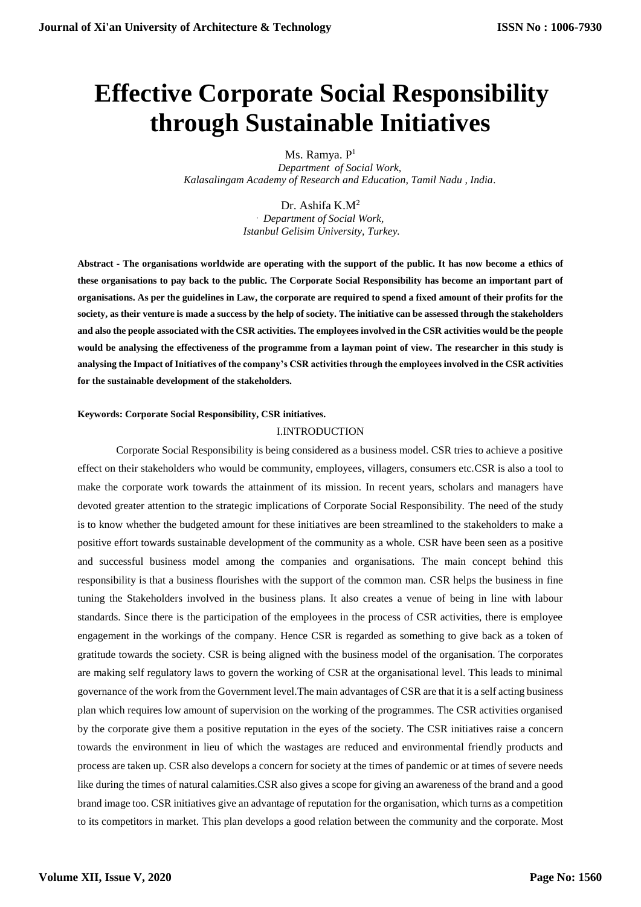# Effective Corporate Social Responsibility through Sustainable Initiatives

Ms. Ramya. P[1]

*Department of Social Work,*
*Kalasalingam Academy of Research and Education, Tamil Nadu , India.*

Dr. Ashifa K.M[2]

*Department of Social Work,*
*Istanbul Gelisim University, Turkey.*

**Abstract - The organisations worldwide are operating with the support of the public. It has now become a ethics of these organisations to pay back to the public. The Corporate Social Responsibility has become an important part of organisations. As per the guidelines in Law, the corporate are required to spend a fixed amount of their profits for the society, as their venture is made a success by the help of society. The initiative can be assessed through the stakeholders and also the people associated with the CSR activities. The employees involved in the CSR activities would be the people would be analysing the effectiveness of the programme from a layman point of view. The researcher in this study is analysing the Impact of Initiatives of the company's CSR activities through the employees involved in the CSR activities for the sustainable development of the stakeholders.**

**Keywords: Corporate Social Responsibility, CSR initiatives.**

## I.INTRODUCTION

Corporate Social Responsibility is being considered as a business model. CSR tries to achieve a positive effect on their stakeholders who would be community, employees, villagers, consumers etc.CSR is also a tool to make the corporate work towards the attainment of its mission. In recent years, scholars and managers have devoted greater attention to the strategic implications of Corporate Social Responsibility. The need of the study is to know whether the budgeted amount for these initiatives are been streamlined to the stakeholders to make a positive effort towards sustainable development of the community as a whole. CSR have been seen as a positive and successful business model among the companies and organisations. The main concept behind this responsibility is that a business flourishes with the support of the common man. CSR helps the business in fine tuning the Stakeholders involved in the business plans. It also creates a venue of being in line with labour standards. Since there is the participation of the employees in the process of CSR activities, there is employee engagement in the workings of the company. Hence CSR is regarded as something to give back as a token of gratitude towards the society. CSR is being aligned with the business model of the organisation. The corporates are making self regulatory laws to govern the working of CSR at the organisational level. This leads to minimal governance of the work from the Government level.The main advantages of CSR are that it is a self acting business plan which requires low amount of supervision on the working of the programmes. The CSR activities organised by the corporate give them a positive reputation in the eyes of the society. The CSR initiatives raise a concern towards the environment in lieu of which the wastages are reduced and environmental friendly products and process are taken up. CSR also develops a concern for society at the times of pandemic or at times of severe needs like during the times of natural calamities.CSR also gives a scope for giving an awareness of the brand and a good brand image too. CSR initiatives give an advantage of reputation for the organisation, which turns as a competition to its competitors in market. This plan develops a good relation between the community and the corporate. Most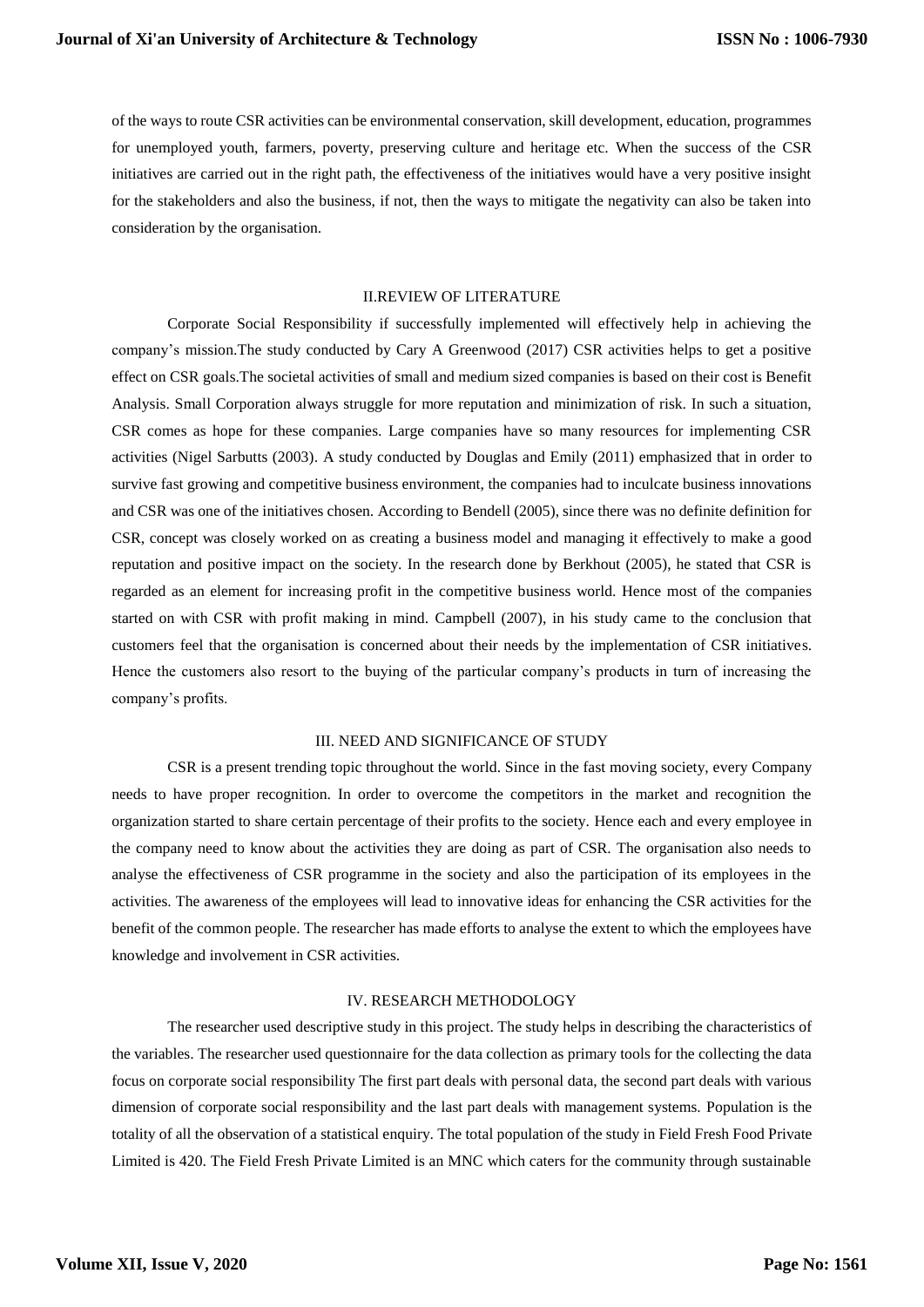of the ways to route CSR activities can be environmental conservation, skill development, education, programmes for unemployed youth, farmers, poverty, preserving culture and heritage etc. When the success of the CSR initiatives are carried out in the right path, the effectiveness of the initiatives would have a very positive insight for the stakeholders and also the business, if not, then the ways to mitigate the negativity can also be taken into consideration by the organisation.

## II.REVIEW OF LITERATURE

Corporate Social Responsibility if successfully implemented will effectively help in achieving the company's mission.The study conducted by Cary A Greenwood (2017) CSR activities helps to get a positive effect on CSR goals.The societal activities of small and medium sized companies is based on their cost is Benefit Analysis. Small Corporation always struggle for more reputation and minimization of risk. In such a situation, CSR comes as hope for these companies. Large companies have so many resources for implementing CSR activities (Nigel Sarbutts (2003). A study conducted by Douglas and Emily (2011) emphasized that in order to survive fast growing and competitive business environment, the companies had to inculcate business innovations and CSR was one of the initiatives chosen. According to Bendell (2005), since there was no definite definition for CSR, concept was closely worked on as creating a business model and managing it effectively to make a good reputation and positive impact on the society. In the research done by Berkhout (2005), he stated that CSR is regarded as an element for increasing profit in the competitive business world. Hence most of the companies started on with CSR with profit making in mind. Campbell (2007), in his study came to the conclusion that customers feel that the organisation is concerned about their needs by the implementation of CSR initiatives. Hence the customers also resort to the buying of the particular company's products in turn of increasing the company's profits.

## III. NEED AND SIGNIFICANCE OF STUDY

CSR is a present trending topic throughout the world. Since in the fast moving society, every Company needs to have proper recognition. In order to overcome the competitors in the market and recognition the organization started to share certain percentage of their profits to the society. Hence each and every employee in the company need to know about the activities they are doing as part of CSR. The organisation also needs to analyse the effectiveness of CSR programme in the society and also the participation of its employees in the activities. The awareness of the employees will lead to innovative ideas for enhancing the CSR activities for the benefit of the common people. The researcher has made efforts to analyse the extent to which the employees have knowledge and involvement in CSR activities.

## IV. RESEARCH METHODOLOGY

The researcher used descriptive study in this project. The study helps in describing the characteristics of the variables. The researcher used questionnaire for the data collection as primary tools for the collecting the data focus on corporate social responsibility The first part deals with personal data, the second part deals with various dimension of corporate social responsibility and the last part deals with management systems. Population is the totality of all the observation of a statistical enquiry. The total population of the study in Field Fresh Food Private Limited is 420. The Field Fresh Private Limited is an MNC which caters for the community through sustainable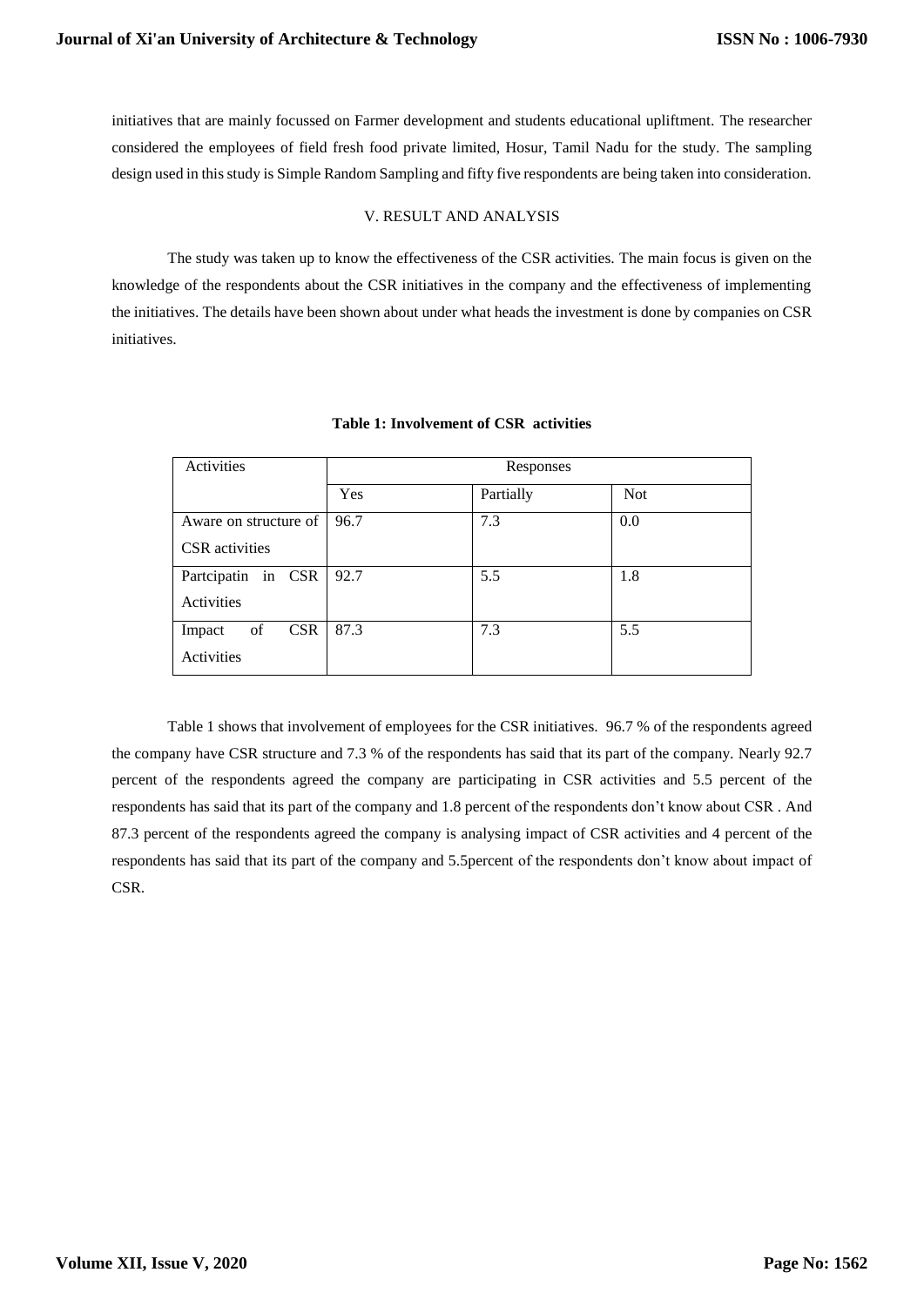initiatives that are mainly focussed on Farmer development and students educational upliftment. The researcher considered the employees of field fresh food private limited, Hosur, Tamil Nadu for the study. The sampling design used in this study is Simple Random Sampling and fifty five respondents are being taken into consideration.

## V. RESULT AND ANALYSIS

The study was taken up to know the effectiveness of the CSR activities. The main focus is given on the knowledge of the respondents about the CSR initiatives in the company and the effectiveness of implementing the initiatives. The details have been shown about under what heads the investment is done by companies on CSR initiatives.

**Table 1: Involvement of CSR activities**

| Activities | Responses | | |
|---|---|---|---|
| | Yes | Partially | Not |
| Aware on structure of CSR activities | 96.7 | 7.3 | 0.0 |
| Partcipatin in CSR Activities | 92.7 | 5.5 | 1.8 |
| Impact of CSR Activities | 87.3 | 7.3 | 5.5 |

Table 1 shows that involvement of employees for the CSR initiatives. 96.7 % of the respondents agreed the company have CSR structure and 7.3 % of the respondents has said that its part of the company. Nearly 92.7 percent of the respondents agreed the company are participating in CSR activities and 5.5 percent of the respondents has said that its part of the company and 1.8 percent of the respondents don't know about CSR . And 87.3 percent of the respondents agreed the company is analysing impact of CSR activities and 4 percent of the respondents has said that its part of the company and 5.5percent of the respondents don't know about impact of CSR.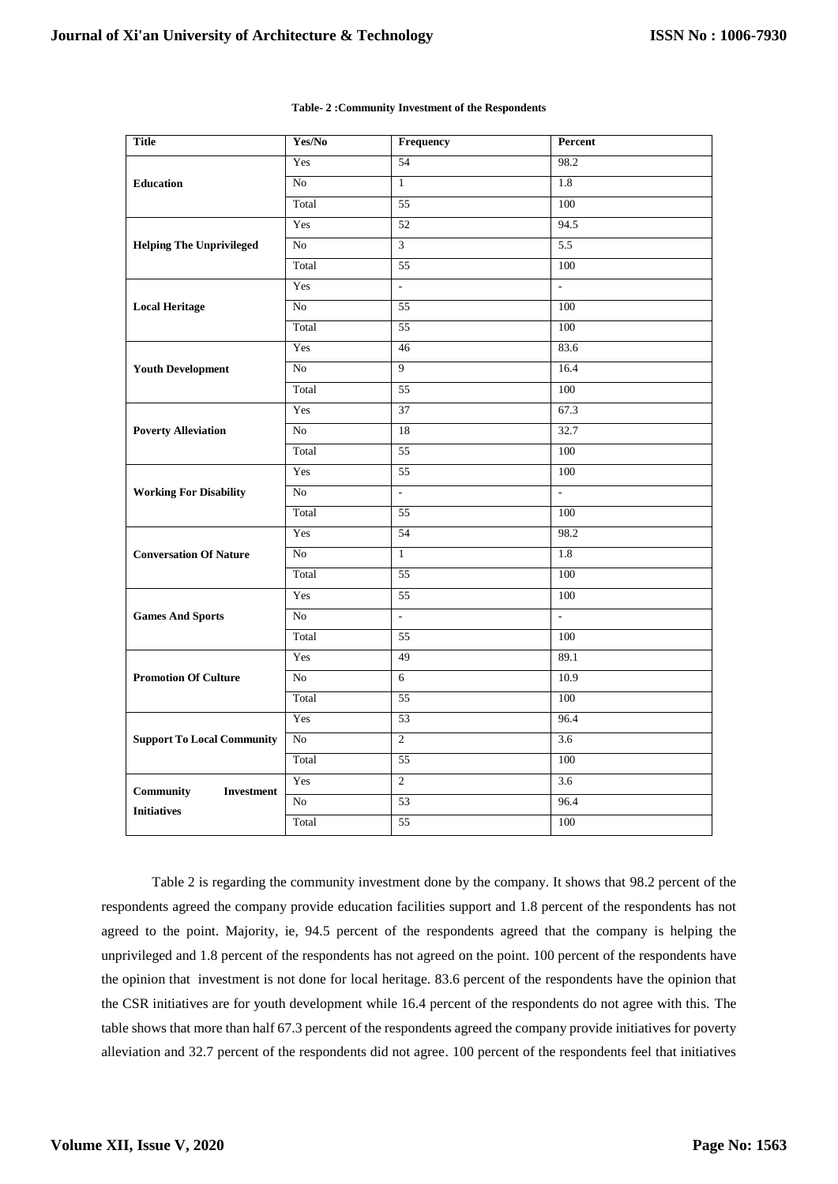**Table- 2 :Community Investment of the Respondents**

| Title | Yes/No | Frequency | Percent |
|---|---|---|---|
| **Education** | Yes | 54 | 98.2 |
| | No | 1 | 1.8 |
| | Total | 55 | 100 |
| **Helping The Unprivileged** | Yes | 52 | 94.5 |
| | No | 3 | 5.5 |
| | Total | 55 | 100 |
| **Local Heritage** | Yes | - | - |
| | No | 55 | 100 |
| | Total | 55 | 100 |
| **Youth Development** | Yes | 46 | 83.6 |
| | No | 9 | 16.4 |
| | Total | 55 | 100 |
| **Poverty Alleviation** | Yes | 37 | 67.3 |
| | No | 18 | 32.7 |
| | Total | 55 | 100 |
| **Working For Disability** | Yes | 55 | 100 |
| | No | - | - |
| | Total | 55 | 100 |
| **Conversation Of Nature** | Yes | 54 | 98.2 |
| | No | 1 | 1.8 |
| | Total | 55 | 100 |
| **Games And Sports** | Yes | 55 | 100 |
| | No | - | - |
| | Total | 55 | 100 |
| **Promotion Of Culture** | Yes | 49 | 89.1 |
| | No | 6 | 10.9 |
| | Total | 55 | 100 |
| **Support To Local Community** | Yes | 53 | 96.4 |
| | No | 2 | 3.6 |
| | Total | 55 | 100 |
| **Community Investment Initiatives** | Yes | 2 | 3.6 |
| | No | 53 | 96.4 |
| | Total | 55 | 100 |

Table 2 is regarding the community investment done by the company. It shows that 98.2 percent of the respondents agreed the company provide education facilities support and 1.8 percent of the respondents has not agreed to the point. Majority, ie, 94.5 percent of the respondents agreed that the company is helping the unprivileged and 1.8 percent of the respondents has not agreed on the point. 100 percent of the respondents have the opinion that investment is not done for local heritage. 83.6 percent of the respondents have the opinion that the CSR initiatives are for youth development while 16.4 percent of the respondents do not agree with this. The table shows that more than half 67.3 percent of the respondents agreed the company provide initiatives for poverty alleviation and 32.7 percent of the respondents did not agree. 100 percent of the respondents feel that initiatives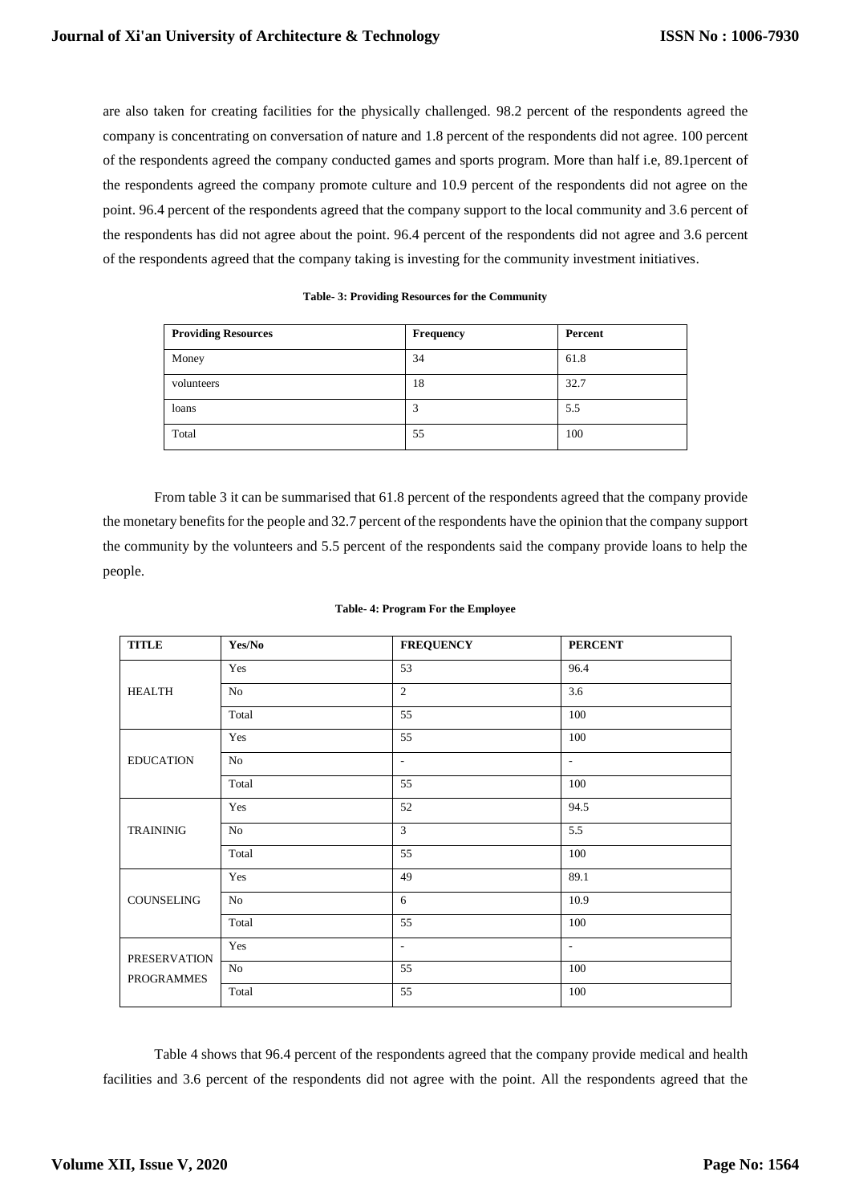are also taken for creating facilities for the physically challenged. 98.2 percent of the respondents agreed the company is concentrating on conversation of nature and 1.8 percent of the respondents did not agree. 100 percent of the respondents agreed the company conducted games and sports program. More than half i.e, 89.1percent of the respondents agreed the company promote culture and 10.9 percent of the respondents did not agree on the point. 96.4 percent of the respondents agreed that the company support to the local community and 3.6 percent of the respondents has did not agree about the point. 96.4 percent of the respondents did not agree and 3.6 percent of the respondents agreed that the company taking is investing for the community investment initiatives.

**Table- 3: Providing Resources for the Community**

| Providing Resources | Frequency | Percent |
|---|---|---|
| Money | 34 | 61.8 |
| volunteers | 18 | 32.7 |
| loans | 3 | 5.5 |
| Total | 55 | 100 |

From table 3 it can be summarised that 61.8 percent of the respondents agreed that the company provide the monetary benefits for the people and 32.7 percent of the respondents have the opinion that the company support the community by the volunteers and 5.5 percent of the respondents said the company provide loans to help the people.

**Table- 4: Program For the Employee**

| TITLE | Yes/No | FREQUENCY | PERCENT |
|---|---|---|---|
| HEALTH | Yes | 53 | 96.4 |
| | No | 2 | 3.6 |
| | Total | 55 | 100 |
| EDUCATION | Yes | 55 | 100 |
| | No | - | - |
| | Total | 55 | 100 |
| TRAININIG | Yes | 52 | 94.5 |
| | No | 3 | 5.5 |
| | Total | 55 | 100 |
| COUNSELING | Yes | 49 | 89.1 |
| | No | 6 | 10.9 |
| | Total | 55 | 100 |
| PRESERVATION PROGRAMMES | Yes | - | - |
| | No | 55 | 100 |
| | Total | 55 | 100 |

Table 4 shows that 96.4 percent of the respondents agreed that the company provide medical and health facilities and 3.6 percent of the respondents did not agree with the point. All the respondents agreed that the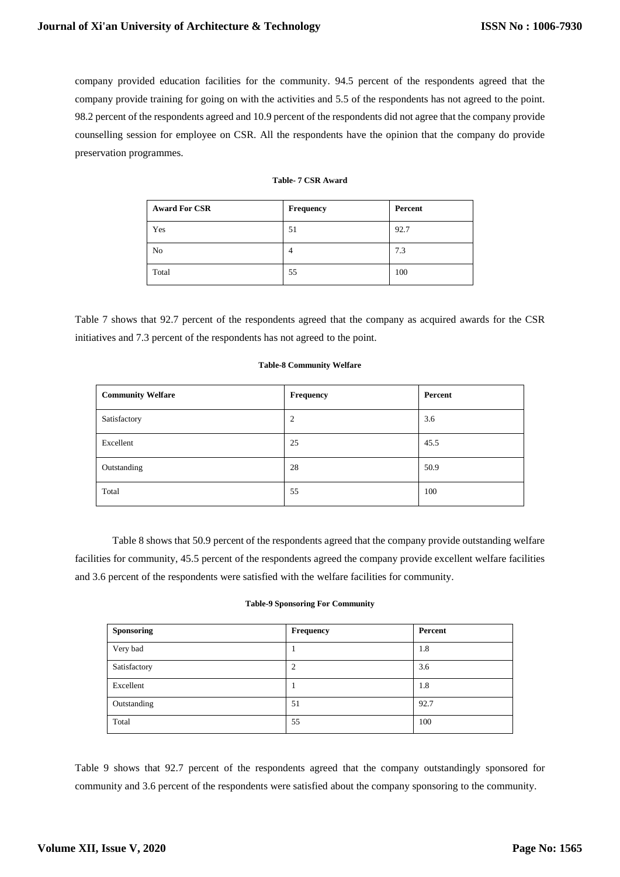company provided education facilities for the community. 94.5 percent of the respondents agreed that the company provide training for going on with the activities and 5.5 of the respondents has not agreed to the point. 98.2 percent of the respondents agreed and 10.9 percent of the respondents did not agree that the company provide counselling session for employee on CSR. All the respondents have the opinion that the company do provide preservation programmes.

**Table- 7 CSR Award**

| Award For CSR | Frequency | Percent |
|---|---|---|
| Yes | 51 | 92.7 |
| No | 4 | 7.3 |
| Total | 55 | 100 |

Table 7 shows that 92.7 percent of the respondents agreed that the company as acquired awards for the CSR initiatives and 7.3 percent of the respondents has not agreed to the point.

**Table-8 Community Welfare**

| Community Welfare | Frequency | Percent |
|---|---|---|
| Satisfactory | 2 | 3.6 |
| Excellent | 25 | 45.5 |
| Outstanding | 28 | 50.9 |
| Total | 55 | 100 |

Table 8 shows that 50.9 percent of the respondents agreed that the company provide outstanding welfare facilities for community, 45.5 percent of the respondents agreed the company provide excellent welfare facilities and 3.6 percent of the respondents were satisfied with the welfare facilities for community.

**Table-9 Sponsoring For Community**

| Sponsoring | Frequency | Percent |
|---|---|---|
| Very bad | 1 | 1.8 |
| Satisfactory | 2 | 3.6 |
| Excellent | 1 | 1.8 |
| Outstanding | 51 | 92.7 |
| Total | 55 | 100 |

Table 9 shows that 92.7 percent of the respondents agreed that the company outstandingly sponsored for community and 3.6 percent of the respondents were satisfied about the company sponsoring to the community.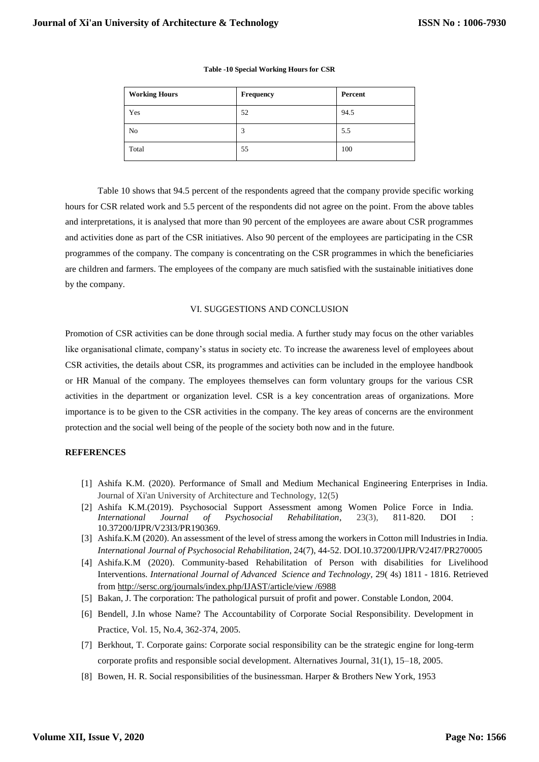**Table -10 Special Working Hours for CSR**

| Working Hours | Frequency | Percent |
|---|---|---|
| Yes | 52 | 94.5 |
| No | 3 | 5.5 |
| Total | 55 | 100 |

Table 10 shows that 94.5 percent of the respondents agreed that the company provide specific working hours for CSR related work and 5.5 percent of the respondents did not agree on the point. From the above tables and interpretations, it is analysed that more than 90 percent of the employees are aware about CSR programmes and activities done as part of the CSR initiatives. Also 90 percent of the employees are participating in the CSR programmes of the company. The company is concentrating on the CSR programmes in which the beneficiaries are children and farmers. The employees of the company are much satisfied with the sustainable initiatives done by the company.

## VI. SUGGESTIONS AND CONCLUSION

Promotion of CSR activities can be done through social media. A further study may focus on the other variables like organisational climate, company's status in society etc. To increase the awareness level of employees about CSR activities, the details about CSR, its programmes and activities can be included in the employee handbook or HR Manual of the company. The employees themselves can form voluntary groups for the various CSR activities in the department or organization level. CSR is a key concentration areas of organizations. More importance is to be given to the CSR activities in the company. The key areas of concerns are the environment protection and the social well being of the people of the society both now and in the future.

## REFERENCES

[1] Ashifa K.M. (2020). Performance of Small and Medium Mechanical Engineering Enterprises in India. Journal of Xi'an University of Architecture and Technology, 12(5)

[2] Ashifa K.M.(2019). Psychosocial Support Assessment among Women Police Force in India. *International Journal of Psychosocial Rehabilitation*, 23(3), 811-820. DOI : 10.37200/IJPR/V23I3/PR190369.

[3] Ashifa.K.M (2020). An assessment of the level of stress among the workers in Cotton mill Industries in India. *International Journal of Psychosocial Rehabilitation*, 24(7), 44-52. DOI.10.37200/IJPR/V24I7/PR270005

[4] Ashifa.K.M (2020). Community-based Rehabilitation of Person with disabilities for Livelihood Interventions. *International Journal of Advanced Science and Technology*, 29( 4s) 1811 - 1816. Retrieved from http://sersc.org/journals/index.php/IJAST/article/view /6988

[5] Bakan, J. The corporation: The pathological pursuit of profit and power. Constable London, 2004.

[6] Bendell, J.In whose Name? The Accountability of Corporate Social Responsibility. Development in Practice, Vol. 15, No.4, 362-374, 2005.

[7] Berkhout, T. Corporate gains: Corporate social responsibility can be the strategic engine for long-term corporate profits and responsible social development. Alternatives Journal, 31(1), 15–18, 2005.

[8] Bowen, H. R. Social responsibilities of the businessman. Harper & Brothers New York, 1953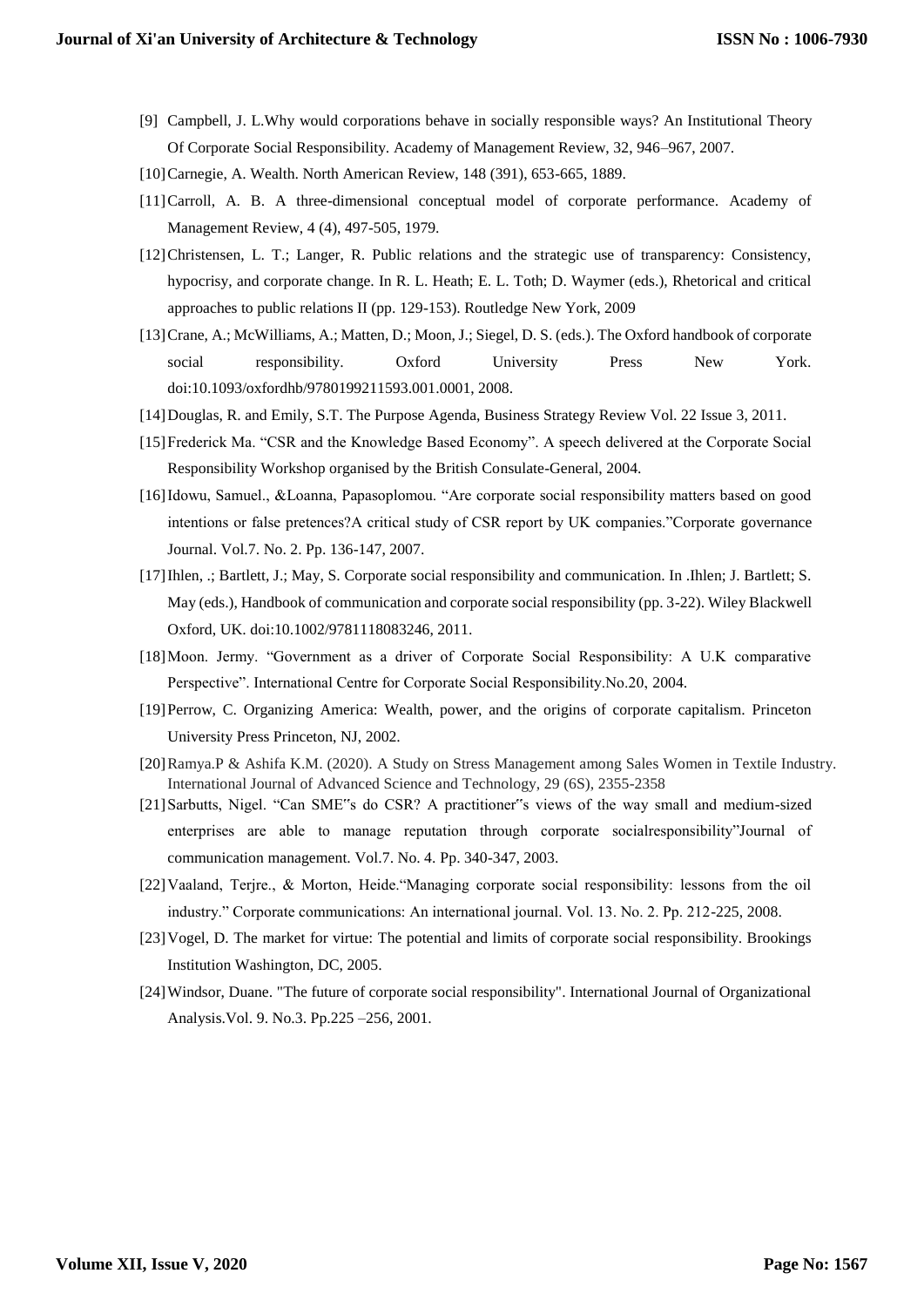[9] Campbell, J. L.Why would corporations behave in socially responsible ways? An Institutional Theory Of Corporate Social Responsibility. Academy of Management Review, 32, 946–967, 2007.

[10] Carnegie, A. Wealth. North American Review, 148 (391), 653-665, 1889.

[11] Carroll, A. B. A three-dimensional conceptual model of corporate performance. Academy of Management Review, 4 (4), 497-505, 1979.

[12] Christensen, L. T.; Langer, R. Public relations and the strategic use of transparency: Consistency, hypocrisy, and corporate change. In R. L. Heath; E. L. Toth; D. Waymer (eds.), Rhetorical and critical approaches to public relations II (pp. 129-153). Routledge New York, 2009

[13] Crane, A.; McWilliams, A.; Matten, D.; Moon, J.; Siegel, D. S. (eds.). The Oxford handbook of corporate social responsibility. Oxford University Press New York. doi:10.1093/oxfordhb/9780199211593.001.0001, 2008.

[14] Douglas, R. and Emily, S.T. The Purpose Agenda, Business Strategy Review Vol. 22 Issue 3, 2011.

[15] Frederick Ma. "CSR and the Knowledge Based Economy". A speech delivered at the Corporate Social Responsibility Workshop organised by the British Consulate-General, 2004.

[16] Idowu, Samuel., &Loanna, Papasoplomou. "Are corporate social responsibility matters based on good intentions or false pretences?A critical study of CSR report by UK companies."Corporate governance Journal. Vol.7. No. 2. Pp. 136-147, 2007.

[17] Ihlen, .; Bartlett, J.; May, S. Corporate social responsibility and communication. In .Ihlen; J. Bartlett; S. May (eds.), Handbook of communication and corporate social responsibility (pp. 3-22). Wiley Blackwell Oxford, UK. doi:10.1002/9781118083246, 2011.

[18] Moon. Jermy. "Government as a driver of Corporate Social Responsibility: A U.K comparative Perspective". International Centre for Corporate Social Responsibility.No.20, 2004.

[19] Perrow, C. Organizing America: Wealth, power, and the origins of corporate capitalism. Princeton University Press Princeton, NJ, 2002.

[20] Ramya.P & Ashifa K.M. (2020). A Study on Stress Management among Sales Women in Textile Industry. International Journal of Advanced Science and Technology, 29 (6S), 2355-2358

[21] Sarbutts, Nigel. "Can SME"s do CSR? A practitioner"s views of the way small and medium-sized enterprises are able to manage reputation through corporate socialresponsibility"Journal of communication management. Vol.7. No. 4. Pp. 340-347, 2003.

[22] Vaaland, Terjre., & Morton, Heide."Managing corporate social responsibility: lessons from the oil industry." Corporate communications: An international journal. Vol. 13. No. 2. Pp. 212-225, 2008.

[23] Vogel, D. The market for virtue: The potential and limits of corporate social responsibility. Brookings Institution Washington, DC, 2005.

[24] Windsor, Duane. "The future of corporate social responsibility". International Journal of Organizational Analysis.Vol. 9. No.3. Pp.225 –256, 2001.